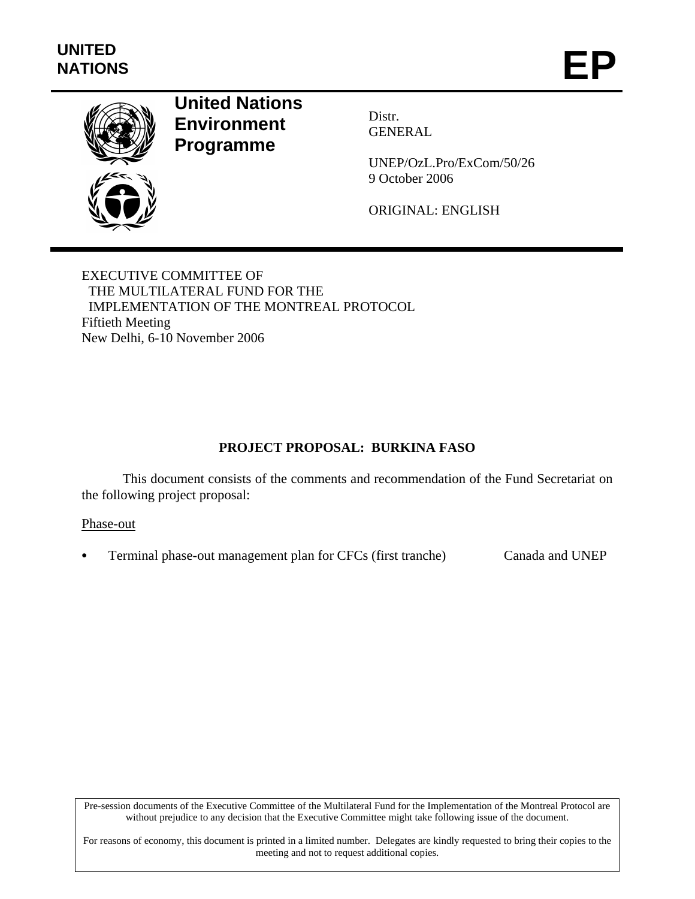UNITED NATIONS

# EP

**United Nations Environment Programme**

Distr.
GENERAL

UNEP/OzL.Pro/ExCom/50/26
9 October 2006

ORIGINAL: ENGLISH

EXECUTIVE COMMITTEE OF
THE MULTILATERAL FUND FOR THE
IMPLEMENTATION OF THE MONTREAL PROTOCOL
Fiftieth Meeting
New Delhi, 6-10 November 2006

## PROJECT PROPOSAL: BURKINA FASO

This document consists of the comments and recommendation of the Fund Secretariat on the following project proposal:

Phase-out

- Terminal phase-out management plan for CFCs (first tranche) Canada and UNEP

Pre-session documents of the Executive Committee of the Multilateral Fund for the Implementation of the Montreal Protocol are without prejudice to any decision that the Executive Committee might take following issue of the document.

For reasons of economy, this document is printed in a limited number. Delegates are kindly requested to bring their copies to the meeting and not to request additional copies.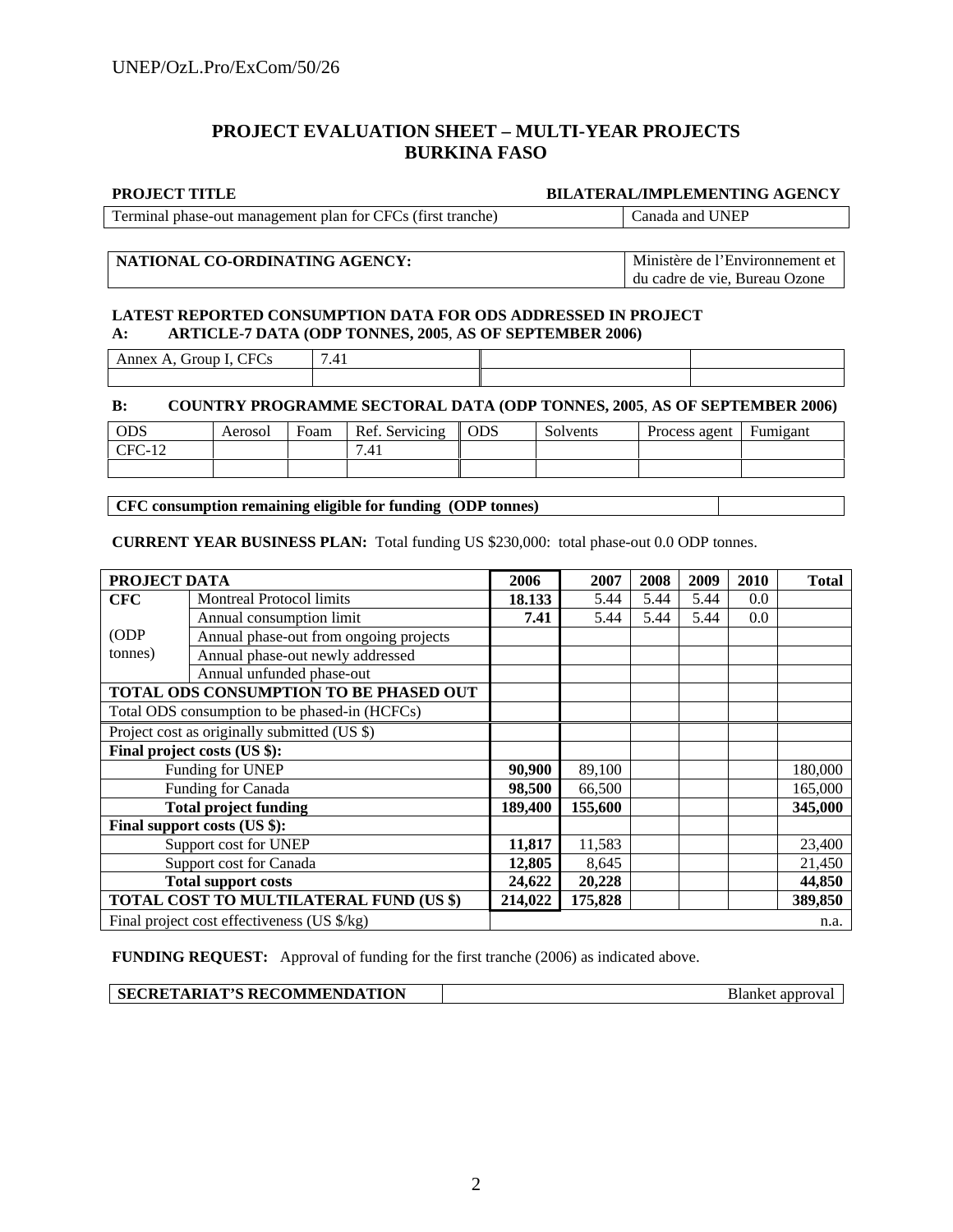## PROJECT EVALUATION SHEET – MULTI-YEAR PROJECTS
## BURKINA FASO

| PROJECT TITLE | BILATERAL/IMPLEMENTING AGENCY |
|---|---|
| Terminal phase-out management plan for CFCs (first tranche) | Canada and UNEP |

| NATIONAL CO-ORDINATING AGENCY: | Ministère de l'Environnement et du cadre de vie, Bureau Ozone |
|---|---|

**LATEST REPORTED CONSUMPTION DATA FOR ODS ADDRESSED IN PROJECT**

**A: ARTICLE-7 DATA (ODP TONNES, 2005, AS OF SEPTEMBER 2006)**

| Annex A, Group I, CFCs | 7.41 | | |
|---|---|---|---|
| | | | |

**B: COUNTRY PROGRAMME SECTORAL DATA (ODP TONNES, 2005, AS OF SEPTEMBER 2006)**

| ODS | Aerosol | Foam | Ref. Servicing | ODS | Solvents | Process agent | Fumigant |
|---|---|---|---|---|---|---|---|
| CFC-12 | | | 7.41 | | | | |
| | | | | | | | |

| CFC consumption remaining eligible for funding (ODP tonnes) | |
|---|---|

**CURRENT YEAR BUSINESS PLAN:** Total funding US $230,000: total phase-out 0.0 ODP tonnes.

| PROJECT DATA | | 2006 | 2007 | 2008 | 2009 | 2010 | Total |
|---|---|---|---|---|---|---|---|
| **CFC** | Montreal Protocol limits | **18.133** | 5.44 | 5.44 | 5.44 | 0.0 | |
| | Annual consumption limit | **7.41** | 5.44 | 5.44 | 5.44 | 0.0 | |
| (ODP | Annual phase-out from ongoing projects | | | | | | |
| tonnes) | Annual phase-out newly addressed | | | | | | |
| | Annual unfunded phase-out | | | | | | |
| **TOTAL ODS CONSUMPTION TO BE PHASED OUT** | | | | | | | |
| Total ODS consumption to be phased-in (HCFCs) | | | | | | | |
| Project cost as originally submitted (US $) | | | | | | | |
| **Final project costs (US $):** | | | | | | | |
| Funding for UNEP | | **90,900** | 89,100 | | | | 180,000 |
| Funding for Canada | | **98,500** | 66,500 | | | | 165,000 |
| **Total project funding** | | **189,400** | **155,600** | | | | **345,000** |
| **Final support costs (US $):** | | | | | | | |
| Support cost for UNEP | | **11,817** | 11,583 | | | | 23,400 |
| Support cost for Canada | | **12,805** | 8,645 | | | | 21,450 |
| **Total support costs** | | **24,622** | **20,228** | | | | **44,850** |
| **TOTAL COST TO MULTILATERAL FUND (US $)** | | **214,022** | **175,828** | | | | **389,850** |
| Final project cost effectiveness (US $/kg) | | | | | | | n.a. |

**FUNDING REQUEST:** Approval of funding for the first tranche (2006) as indicated above.

| SECRETARIAT'S RECOMMENDATION | Blanket approval |
|---|---|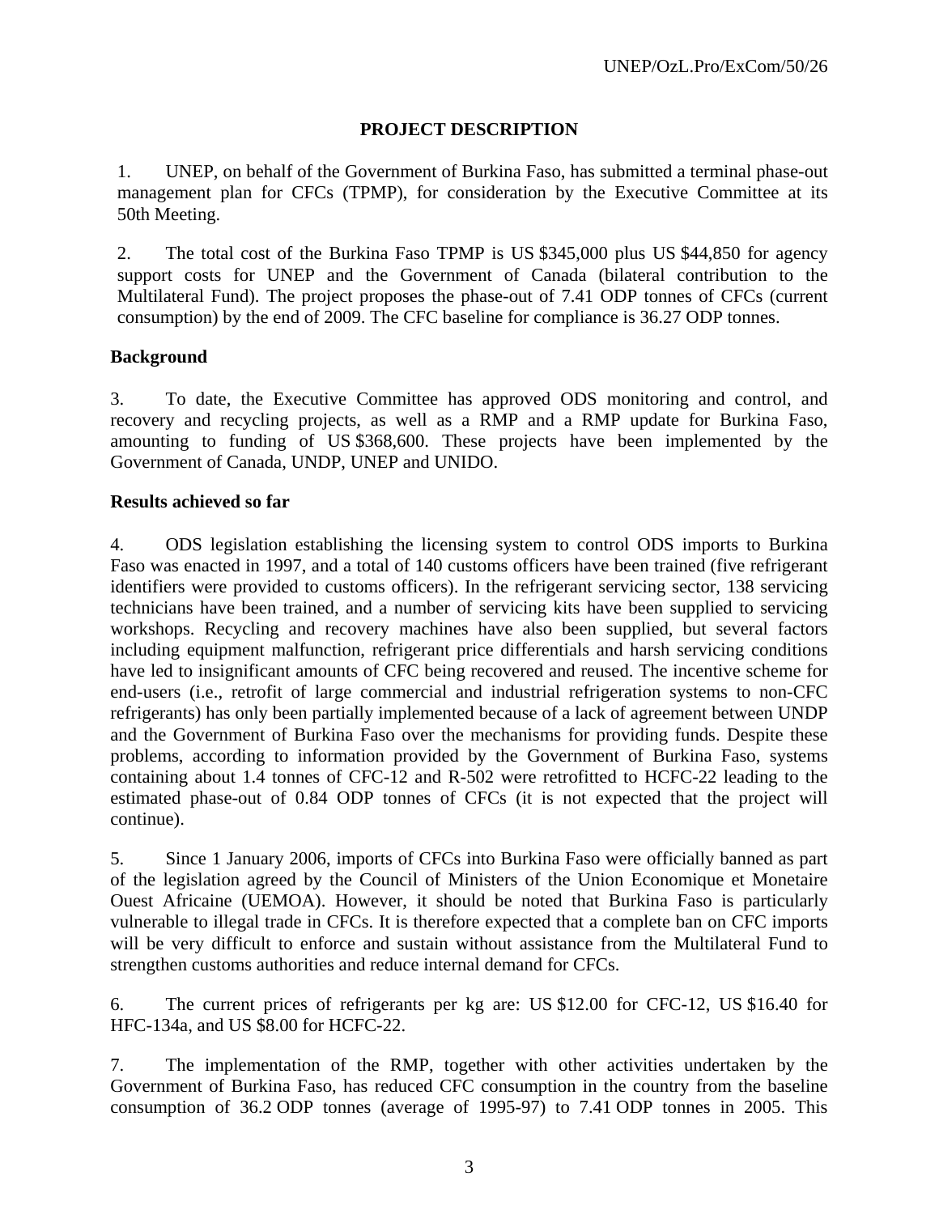## PROJECT DESCRIPTION

1. UNEP, on behalf of the Government of Burkina Faso, has submitted a terminal phase-out management plan for CFCs (TPMP), for consideration by the Executive Committee at its 50th Meeting.

2. The total cost of the Burkina Faso TPMP is US $345,000 plus US $44,850 for agency support costs for UNEP and the Government of Canada (bilateral contribution to the Multilateral Fund). The project proposes the phase-out of 7.41 ODP tonnes of CFCs (current consumption) by the end of 2009. The CFC baseline for compliance is 36.27 ODP tonnes.

### Background

3. To date, the Executive Committee has approved ODS monitoring and control, and recovery and recycling projects, as well as a RMP and a RMP update for Burkina Faso, amounting to funding of US $368,600. These projects have been implemented by the Government of Canada, UNDP, UNEP and UNIDO.

### Results achieved so far

4. ODS legislation establishing the licensing system to control ODS imports to Burkina Faso was enacted in 1997, and a total of 140 customs officers have been trained (five refrigerant identifiers were provided to customs officers). In the refrigerant servicing sector, 138 servicing technicians have been trained, and a number of servicing kits have been supplied to servicing workshops. Recycling and recovery machines have also been supplied, but several factors including equipment malfunction, refrigerant price differentials and harsh servicing conditions have led to insignificant amounts of CFC being recovered and reused. The incentive scheme for end-users (i.e., retrofit of large commercial and industrial refrigeration systems to non-CFC refrigerants) has only been partially implemented because of a lack of agreement between UNDP and the Government of Burkina Faso over the mechanisms for providing funds. Despite these problems, according to information provided by the Government of Burkina Faso, systems containing about 1.4 tonnes of CFC-12 and R-502 were retrofitted to HCFC-22 leading to the estimated phase-out of 0.84 ODP tonnes of CFCs (it is not expected that the project will continue).

5. Since 1 January 2006, imports of CFCs into Burkina Faso were officially banned as part of the legislation agreed by the Council of Ministers of the Union Economique et Monetaire Ouest Africaine (UEMOA). However, it should be noted that Burkina Faso is particularly vulnerable to illegal trade in CFCs. It is therefore expected that a complete ban on CFC imports will be very difficult to enforce and sustain without assistance from the Multilateral Fund to strengthen customs authorities and reduce internal demand for CFCs.

6. The current prices of refrigerants per kg are: US $12.00 for CFC-12, US $16.40 for HFC-134a, and US $8.00 for HCFC-22.

7. The implementation of the RMP, together with other activities undertaken by the Government of Burkina Faso, has reduced CFC consumption in the country from the baseline consumption of 36.2 ODP tonnes (average of 1995-97) to 7.41 ODP tonnes in 2005. This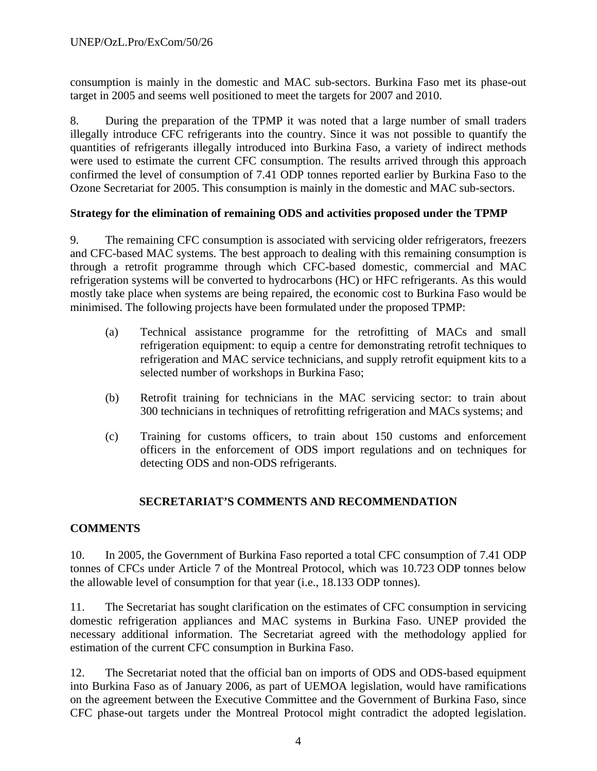consumption is mainly in the domestic and MAC sub-sectors. Burkina Faso met its phase-out target in 2005 and seems well positioned to meet the targets for 2007 and 2010.

8. During the preparation of the TPMP it was noted that a large number of small traders illegally introduce CFC refrigerants into the country. Since it was not possible to quantify the quantities of refrigerants illegally introduced into Burkina Faso, a variety of indirect methods were used to estimate the current CFC consumption. The results arrived through this approach confirmed the level of consumption of 7.41 ODP tonnes reported earlier by Burkina Faso to the Ozone Secretariat for 2005. This consumption is mainly in the domestic and MAC sub-sectors.

**Strategy for the elimination of remaining ODS and activities proposed under the TPMP**

9. The remaining CFC consumption is associated with servicing older refrigerators, freezers and CFC-based MAC systems. The best approach to dealing with this remaining consumption is through a retrofit programme through which CFC-based domestic, commercial and MAC refrigeration systems will be converted to hydrocarbons (HC) or HFC refrigerants. As this would mostly take place when systems are being repaired, the economic cost to Burkina Faso would be minimised. The following projects have been formulated under the proposed TPMP:

(a) Technical assistance programme for the retrofitting of MACs and small refrigeration equipment: to equip a centre for demonstrating retrofit techniques to refrigeration and MAC service technicians, and supply retrofit equipment kits to a selected number of workshops in Burkina Faso;

(b) Retrofit training for technicians in the MAC servicing sector: to train about 300 technicians in techniques of retrofitting refrigeration and MACs systems; and

(c) Training for customs officers, to train about 150 customs and enforcement officers in the enforcement of ODS import regulations and on techniques for detecting ODS and non-ODS refrigerants.

## SECRETARIAT'S COMMENTS AND RECOMMENDATION

### COMMENTS

10. In 2005, the Government of Burkina Faso reported a total CFC consumption of 7.41 ODP tonnes of CFCs under Article 7 of the Montreal Protocol, which was 10.723 ODP tonnes below the allowable level of consumption for that year (i.e., 18.133 ODP tonnes).

11. The Secretariat has sought clarification on the estimates of CFC consumption in servicing domestic refrigeration appliances and MAC systems in Burkina Faso. UNEP provided the necessary additional information. The Secretariat agreed with the methodology applied for estimation of the current CFC consumption in Burkina Faso.

12. The Secretariat noted that the official ban on imports of ODS and ODS-based equipment into Burkina Faso as of January 2006, as part of UEMOA legislation, would have ramifications on the agreement between the Executive Committee and the Government of Burkina Faso, since CFC phase-out targets under the Montreal Protocol might contradict the adopted legislation.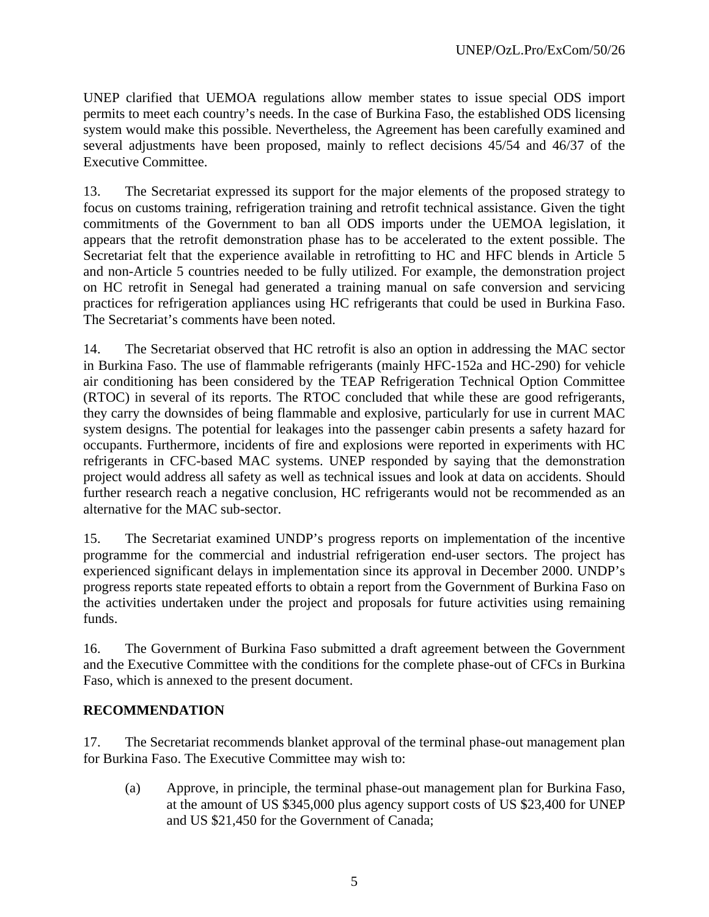UNEP clarified that UEMOA regulations allow member states to issue special ODS import permits to meet each country's needs. In the case of Burkina Faso, the established ODS licensing system would make this possible. Nevertheless, the Agreement has been carefully examined and several adjustments have been proposed, mainly to reflect decisions 45/54 and 46/37 of the Executive Committee.

13. The Secretariat expressed its support for the major elements of the proposed strategy to focus on customs training, refrigeration training and retrofit technical assistance. Given the tight commitments of the Government to ban all ODS imports under the UEMOA legislation, it appears that the retrofit demonstration phase has to be accelerated to the extent possible. The Secretariat felt that the experience available in retrofitting to HC and HFC blends in Article 5 and non-Article 5 countries needed to be fully utilized. For example, the demonstration project on HC retrofit in Senegal had generated a training manual on safe conversion and servicing practices for refrigeration appliances using HC refrigerants that could be used in Burkina Faso. The Secretariat's comments have been noted.

14. The Secretariat observed that HC retrofit is also an option in addressing the MAC sector in Burkina Faso. The use of flammable refrigerants (mainly HFC-152a and HC-290) for vehicle air conditioning has been considered by the TEAP Refrigeration Technical Option Committee (RTOC) in several of its reports. The RTOC concluded that while these are good refrigerants, they carry the downsides of being flammable and explosive, particularly for use in current MAC system designs. The potential for leakages into the passenger cabin presents a safety hazard for occupants. Furthermore, incidents of fire and explosions were reported in experiments with HC refrigerants in CFC-based MAC systems. UNEP responded by saying that the demonstration project would address all safety as well as technical issues and look at data on accidents. Should further research reach a negative conclusion, HC refrigerants would not be recommended as an alternative for the MAC sub-sector.

15. The Secretariat examined UNDP's progress reports on implementation of the incentive programme for the commercial and industrial refrigeration end-user sectors. The project has experienced significant delays in implementation since its approval in December 2000. UNDP's progress reports state repeated efforts to obtain a report from the Government of Burkina Faso on the activities undertaken under the project and proposals for future activities using remaining funds.

16. The Government of Burkina Faso submitted a draft agreement between the Government and the Executive Committee with the conditions for the complete phase-out of CFCs in Burkina Faso, which is annexed to the present document.

## RECOMMENDATION

17. The Secretariat recommends blanket approval of the terminal phase-out management plan for Burkina Faso. The Executive Committee may wish to:

(a) Approve, in principle, the terminal phase-out management plan for Burkina Faso, at the amount of US $345,000 plus agency support costs of US $23,400 for UNEP and US $21,450 for the Government of Canada;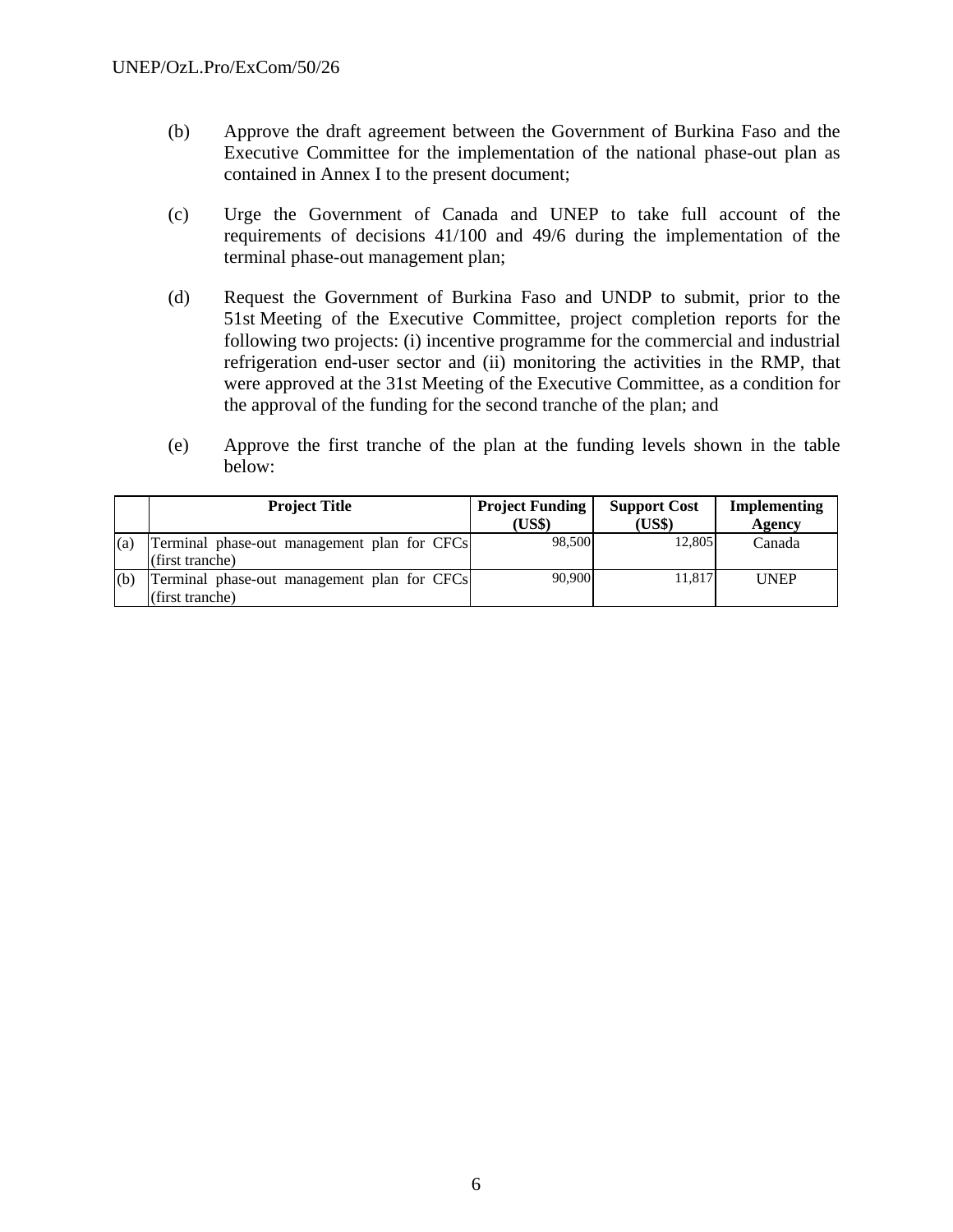(b) Approve the draft agreement between the Government of Burkina Faso and the Executive Committee for the implementation of the national phase-out plan as contained in Annex I to the present document;

(c) Urge the Government of Canada and UNEP to take full account of the requirements of decisions 41/100 and 49/6 during the implementation of the terminal phase-out management plan;

(d) Request the Government of Burkina Faso and UNDP to submit, prior to the 51st Meeting of the Executive Committee, project completion reports for the following two projects: (i) incentive programme for the commercial and industrial refrigeration end-user sector and (ii) monitoring the activities in the RMP, that were approved at the 31st Meeting of the Executive Committee, as a condition for the approval of the funding for the second tranche of the plan; and

(e) Approve the first tranche of the plan at the funding levels shown in the table below:

| | Project Title | Project Funding (US$) | Support Cost (US$) | Implementing Agency |
|---|---|---|---|---|
| (a) | Terminal phase-out management plan for CFCs (first tranche) | 98,500 | 12,805 | Canada |
| (b) | Terminal phase-out management plan for CFCs (first tranche) | 90,900 | 11,817 | UNEP |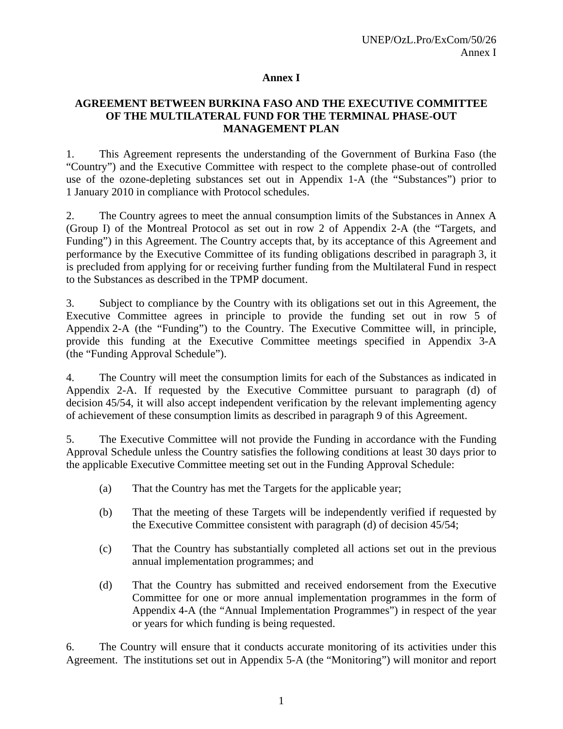# Annex I

## AGREEMENT BETWEEN BURKINA FASO AND THE EXECUTIVE COMMITTEE OF THE MULTILATERAL FUND FOR THE TERMINAL PHASE-OUT MANAGEMENT PLAN

1. This Agreement represents the understanding of the Government of Burkina Faso (the "Country") and the Executive Committee with respect to the complete phase-out of controlled use of the ozone-depleting substances set out in Appendix 1-A (the "Substances") prior to 1 January 2010 in compliance with Protocol schedules.

2. The Country agrees to meet the annual consumption limits of the Substances in Annex A (Group I) of the Montreal Protocol as set out in row 2 of Appendix 2-A (the "Targets, and Funding") in this Agreement. The Country accepts that, by its acceptance of this Agreement and performance by the Executive Committee of its funding obligations described in paragraph 3, it is precluded from applying for or receiving further funding from the Multilateral Fund in respect to the Substances as described in the TPMP document.

3. Subject to compliance by the Country with its obligations set out in this Agreement, the Executive Committee agrees in principle to provide the funding set out in row 5 of Appendix 2-A (the "Funding") to the Country. The Executive Committee will, in principle, provide this funding at the Executive Committee meetings specified in Appendix 3-A (the "Funding Approval Schedule").

4. The Country will meet the consumption limits for each of the Substances as indicated in Appendix 2-A. If requested by the Executive Committee pursuant to paragraph (d) of decision 45/54, it will also accept independent verification by the relevant implementing agency of achievement of these consumption limits as described in paragraph 9 of this Agreement.

5. The Executive Committee will not provide the Funding in accordance with the Funding Approval Schedule unless the Country satisfies the following conditions at least 30 days prior to the applicable Executive Committee meeting set out in the Funding Approval Schedule:

(a) That the Country has met the Targets for the applicable year;

(b) That the meeting of these Targets will be independently verified if requested by the Executive Committee consistent with paragraph (d) of decision 45/54;

(c) That the Country has substantially completed all actions set out in the previous annual implementation programmes; and

(d) That the Country has submitted and received endorsement from the Executive Committee for one or more annual implementation programmes in the form of Appendix 4-A (the "Annual Implementation Programmes") in respect of the year or years for which funding is being requested.

6. The Country will ensure that it conducts accurate monitoring of its activities under this Agreement. The institutions set out in Appendix 5-A (the "Monitoring") will monitor and report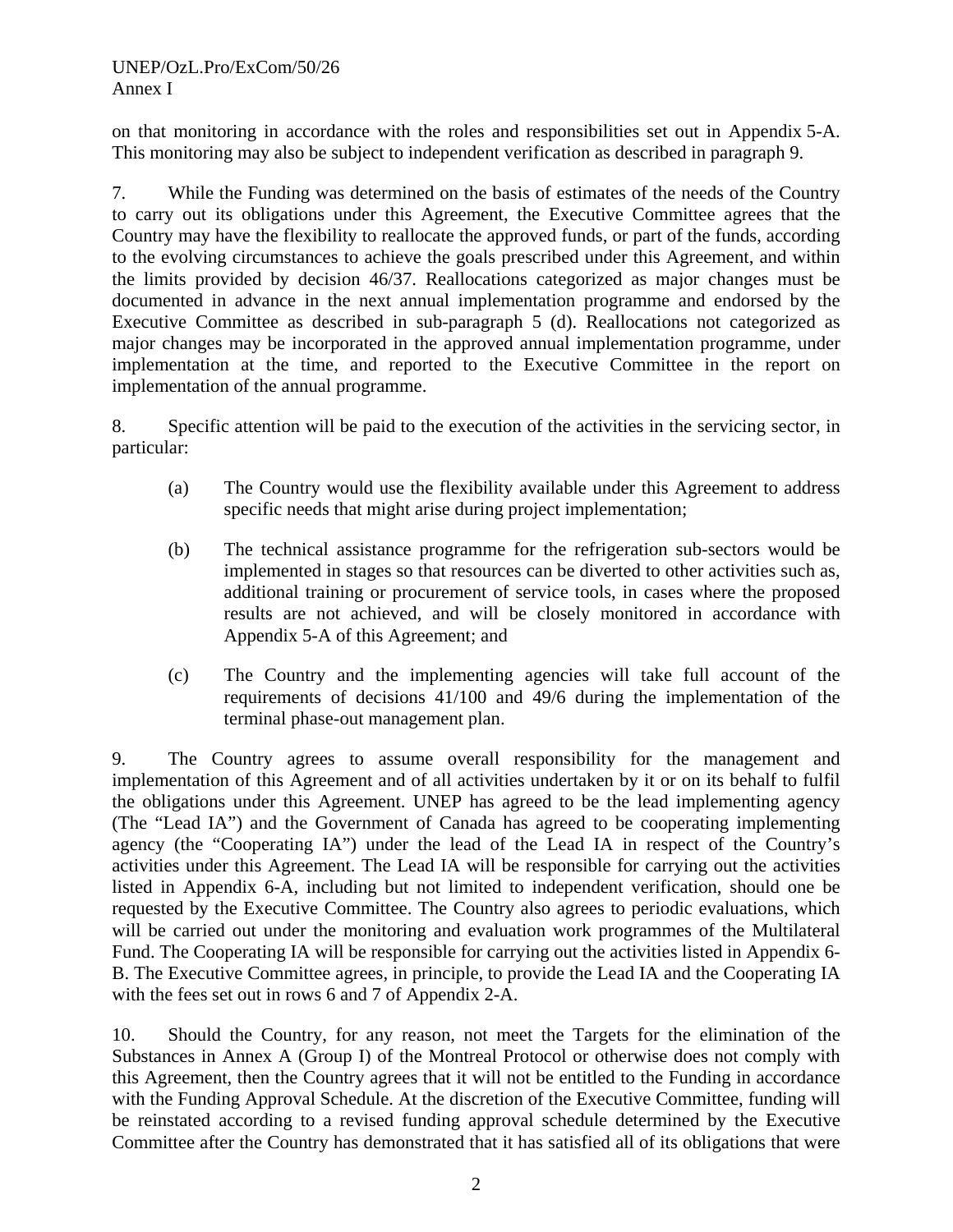on that monitoring in accordance with the roles and responsibilities set out in Appendix 5-A. This monitoring may also be subject to independent verification as described in paragraph 9.

7. While the Funding was determined on the basis of estimates of the needs of the Country to carry out its obligations under this Agreement, the Executive Committee agrees that the Country may have the flexibility to reallocate the approved funds, or part of the funds, according to the evolving circumstances to achieve the goals prescribed under this Agreement, and within the limits provided by decision 46/37. Reallocations categorized as major changes must be documented in advance in the next annual implementation programme and endorsed by the Executive Committee as described in sub-paragraph 5 (d). Reallocations not categorized as major changes may be incorporated in the approved annual implementation programme, under implementation at the time, and reported to the Executive Committee in the report on implementation of the annual programme.

8. Specific attention will be paid to the execution of the activities in the servicing sector, in particular:

(a) The Country would use the flexibility available under this Agreement to address specific needs that might arise during project implementation;

(b) The technical assistance programme for the refrigeration sub-sectors would be implemented in stages so that resources can be diverted to other activities such as, additional training or procurement of service tools, in cases where the proposed results are not achieved, and will be closely monitored in accordance with Appendix 5-A of this Agreement; and

(c) The Country and the implementing agencies will take full account of the requirements of decisions 41/100 and 49/6 during the implementation of the terminal phase-out management plan.

9. The Country agrees to assume overall responsibility for the management and implementation of this Agreement and of all activities undertaken by it or on its behalf to fulfil the obligations under this Agreement. UNEP has agreed to be the lead implementing agency (The "Lead IA") and the Government of Canada has agreed to be cooperating implementing agency (the "Cooperating IA") under the lead of the Lead IA in respect of the Country's activities under this Agreement. The Lead IA will be responsible for carrying out the activities listed in Appendix 6-A, including but not limited to independent verification, should one be requested by the Executive Committee. The Country also agrees to periodic evaluations, which will be carried out under the monitoring and evaluation work programmes of the Multilateral Fund. The Cooperating IA will be responsible for carrying out the activities listed in Appendix 6-B. The Executive Committee agrees, in principle, to provide the Lead IA and the Cooperating IA with the fees set out in rows 6 and 7 of Appendix 2-A.

10. Should the Country, for any reason, not meet the Targets for the elimination of the Substances in Annex A (Group I) of the Montreal Protocol or otherwise does not comply with this Agreement, then the Country agrees that it will not be entitled to the Funding in accordance with the Funding Approval Schedule. At the discretion of the Executive Committee, funding will be reinstated according to a revised funding approval schedule determined by the Executive Committee after the Country has demonstrated that it has satisfied all of its obligations that were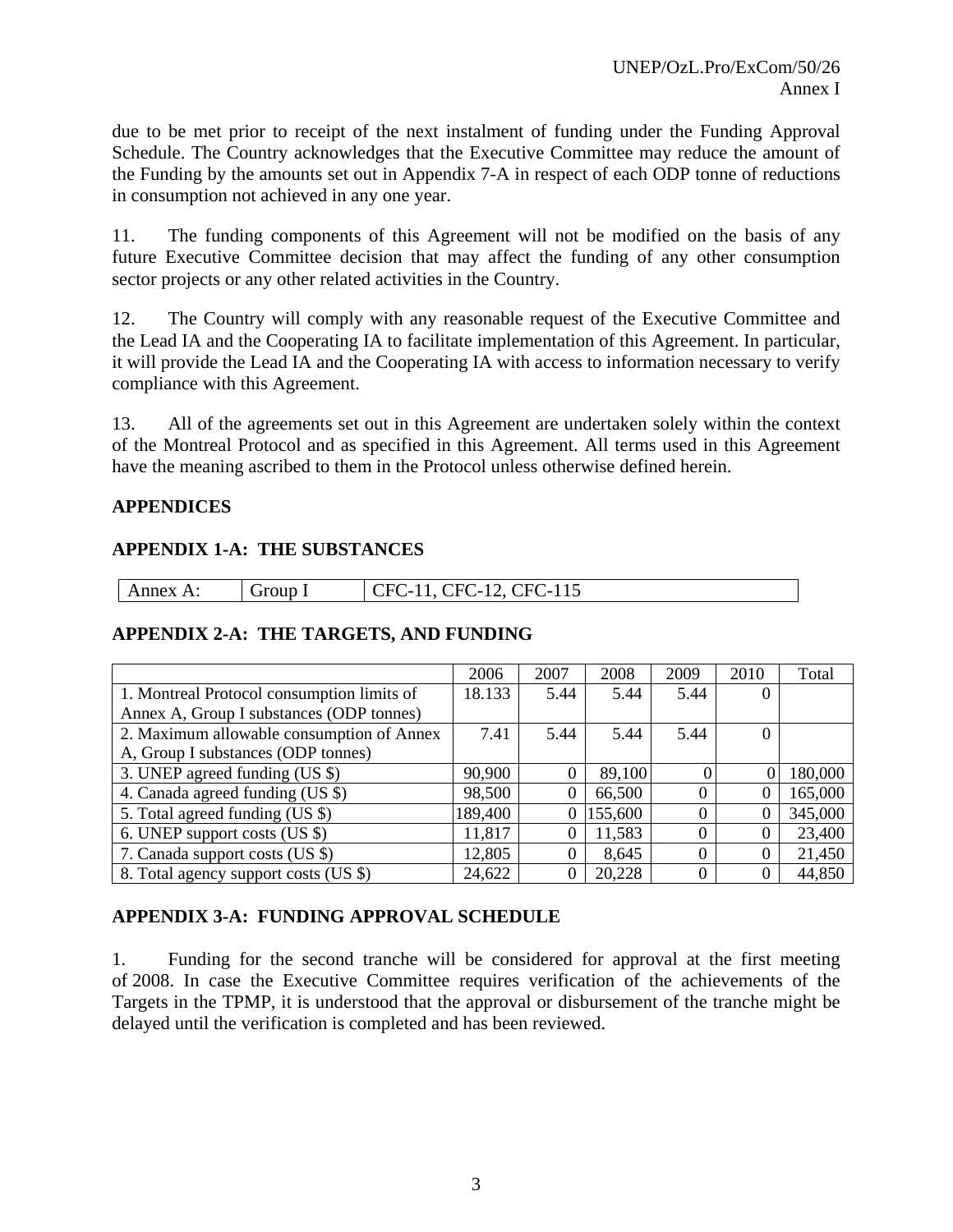due to be met prior to receipt of the next instalment of funding under the Funding Approval Schedule. The Country acknowledges that the Executive Committee may reduce the amount of the Funding by the amounts set out in Appendix 7-A in respect of each ODP tonne of reductions in consumption not achieved in any one year.

11. The funding components of this Agreement will not be modified on the basis of any future Executive Committee decision that may affect the funding of any other consumption sector projects or any other related activities in the Country.

12. The Country will comply with any reasonable request of the Executive Committee and the Lead IA and the Cooperating IA to facilitate implementation of this Agreement. In particular, it will provide the Lead IA and the Cooperating IA with access to information necessary to verify compliance with this Agreement.

13. All of the agreements set out in this Agreement are undertaken solely within the context of the Montreal Protocol and as specified in this Agreement. All terms used in this Agreement have the meaning ascribed to them in the Protocol unless otherwise defined herein.

## APPENDICES

### APPENDIX 1-A: THE SUBSTANCES

| Annex A: | Group I | CFC-11, CFC-12, CFC-115 |
|---|---|---|

### APPENDIX 2-A: THE TARGETS, AND FUNDING

| | 2006 | 2007 | 2008 | 2009 | 2010 | Total |
|---|---|---|---|---|---|---|
| 1. Montreal Protocol consumption limits of Annex A, Group I substances (ODP tonnes) | 18.133 | 5.44 | 5.44 | 5.44 | 0 | |
| 2. Maximum allowable consumption of Annex A, Group I substances (ODP tonnes) | 7.41 | 5.44 | 5.44 | 5.44 | 0 | |
| 3. UNEP agreed funding (US $) | 90,900 | 0 | 89,100 | 0 | 0 | 180,000 |
| 4. Canada agreed funding (US $) | 98,500 | 0 | 66,500 | 0 | 0 | 165,000 |
| 5. Total agreed funding (US $) | 189,400 | 0 | 155,600 | 0 | 0 | 345,000 |
| 6. UNEP support costs (US $) | 11,817 | 0 | 11,583 | 0 | 0 | 23,400 |
| 7. Canada support costs (US $) | 12,805 | 0 | 8,645 | 0 | 0 | 21,450 |
| 8. Total agency support costs (US $) | 24,622 | 0 | 20,228 | 0 | 0 | 44,850 |

### APPENDIX 3-A: FUNDING APPROVAL SCHEDULE

1. Funding for the second tranche will be considered for approval at the first meeting of 2008. In case the Executive Committee requires verification of the achievements of the Targets in the TPMP, it is understood that the approval or disbursement of the tranche might be delayed until the verification is completed and has been reviewed.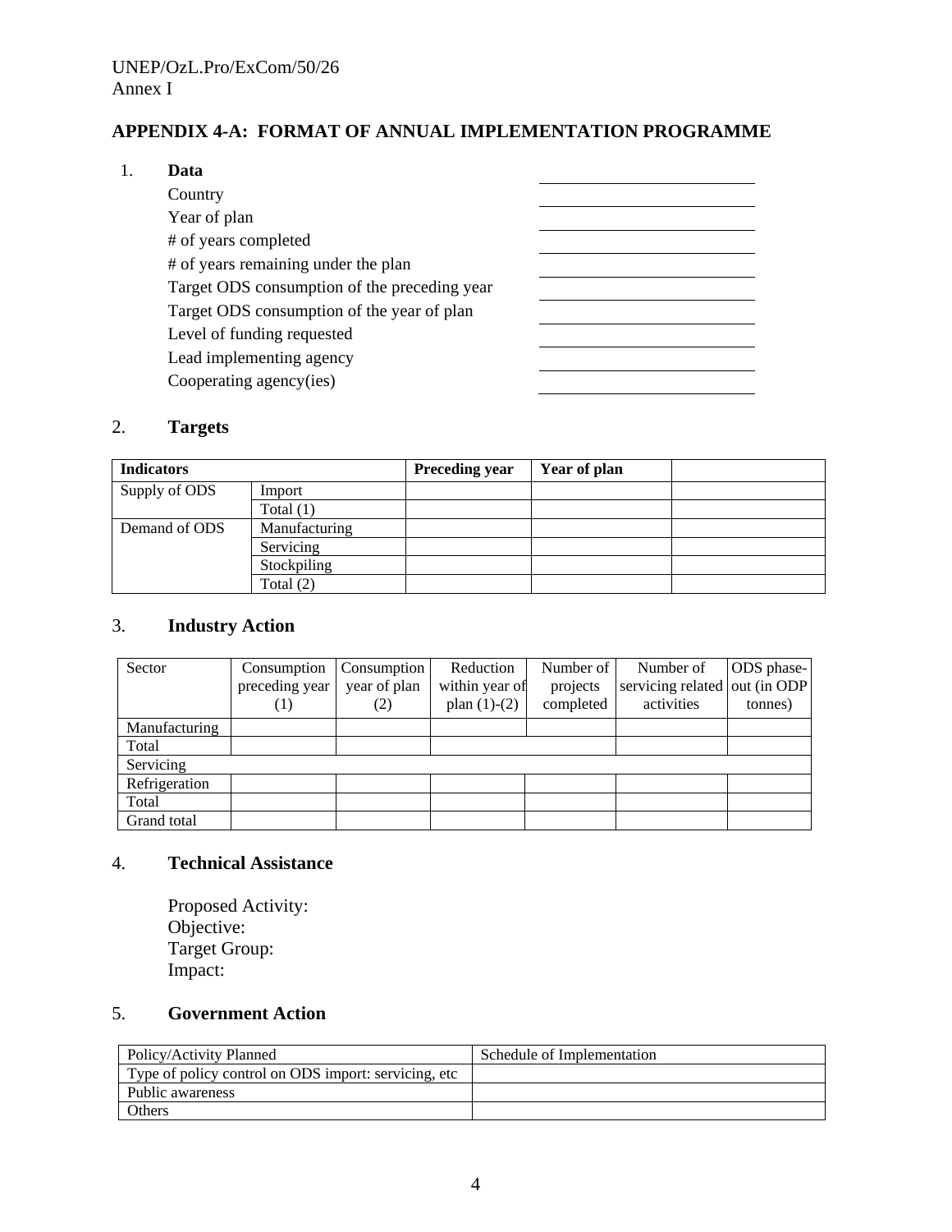## APPENDIX 4-A: FORMAT OF ANNUAL IMPLEMENTATION PROGRAMME

1. **Data**

| | |
|---|---|
| Country | |
| Year of plan | |
| # of years completed | |
| # of years remaining under the plan | |
| Target ODS consumption of the preceding year | |
| Target ODS consumption of the year of plan | |
| Level of funding requested | |
| Lead implementing agency | |
| Cooperating agency(ies) | |

2. **Targets**

| **Indicators** | | **Preceding year** | **Year of plan** | |
|---|---|---|---|---|
| Supply of ODS | Import | | | |
| | Total (1) | | | |
| Demand of ODS | Manufacturing | | | |
| | Servicing | | | |
| | Stockpiling | | | |
| | Total (2) | | | |

3. **Industry Action**

| Sector | Consumption preceding year (1) | Consumption year of plan (2) | Reduction within year of plan (1)-(2) | Number of projects completed | Number of servicing related activities | ODS phase-out (in ODP tonnes) |
|---|---|---|---|---|---|---|
| Manufacturing | | | | | | |
| Total | | | | | | |
| Servicing | | | | | | |
| Refrigeration | | | | | | |
| Total | | | | | | |
| Grand total | | | | | | |

4. **Technical Assistance**

Proposed Activity:
Objective:
Target Group:
Impact:

5. **Government Action**

| Policy/Activity Planned | Schedule of Implementation |
|---|---|
| Type of policy control on ODS import: servicing, etc | |
| Public awareness | |
| Others | |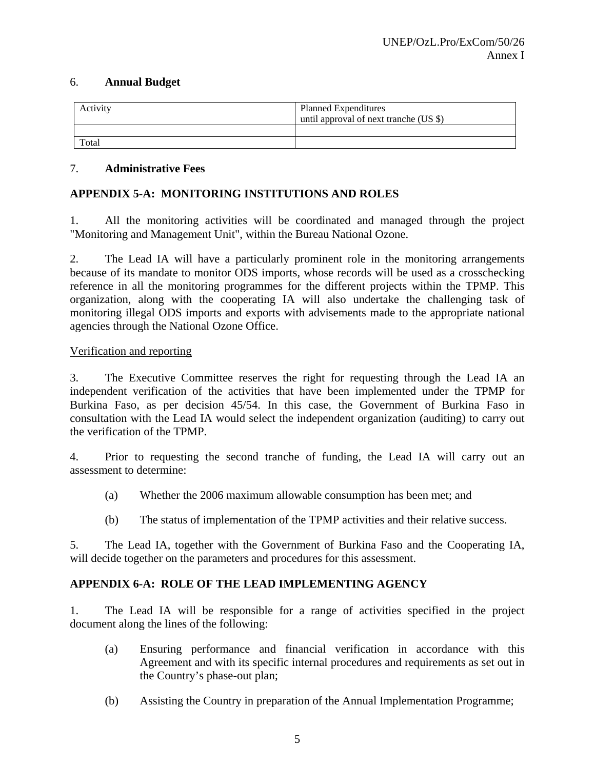6. **Annual Budget**

| Activity | Planned Expenditures until approval of next tranche (US $) |
|---|---|
| | |
| Total | |

7. **Administrative Fees**

## APPENDIX 5-A: MONITORING INSTITUTIONS AND ROLES

1. All the monitoring activities will be coordinated and managed through the project "Monitoring and Management Unit", within the Bureau National Ozone.

2. The Lead IA will have a particularly prominent role in the monitoring arrangements because of its mandate to monitor ODS imports, whose records will be used as a crosschecking reference in all the monitoring programmes for the different projects within the TPMP. This organization, along with the cooperating IA will also undertake the challenging task of monitoring illegal ODS imports and exports with advisements made to the appropriate national agencies through the National Ozone Office.

Verification and reporting

3. The Executive Committee reserves the right for requesting through the Lead IA an independent verification of the activities that have been implemented under the TPMP for Burkina Faso, as per decision 45/54. In this case, the Government of Burkina Faso in consultation with the Lead IA would select the independent organization (auditing) to carry out the verification of the TPMP.

4. Prior to requesting the second tranche of funding, the Lead IA will carry out an assessment to determine:

(a) Whether the 2006 maximum allowable consumption has been met; and

(b) The status of implementation of the TPMP activities and their relative success.

5. The Lead IA, together with the Government of Burkina Faso and the Cooperating IA, will decide together on the parameters and procedures for this assessment.

## APPENDIX 6-A: ROLE OF THE LEAD IMPLEMENTING AGENCY

1. The Lead IA will be responsible for a range of activities specified in the project document along the lines of the following:

(a) Ensuring performance and financial verification in accordance with this Agreement and with its specific internal procedures and requirements as set out in the Country's phase-out plan;

(b) Assisting the Country in preparation of the Annual Implementation Programme;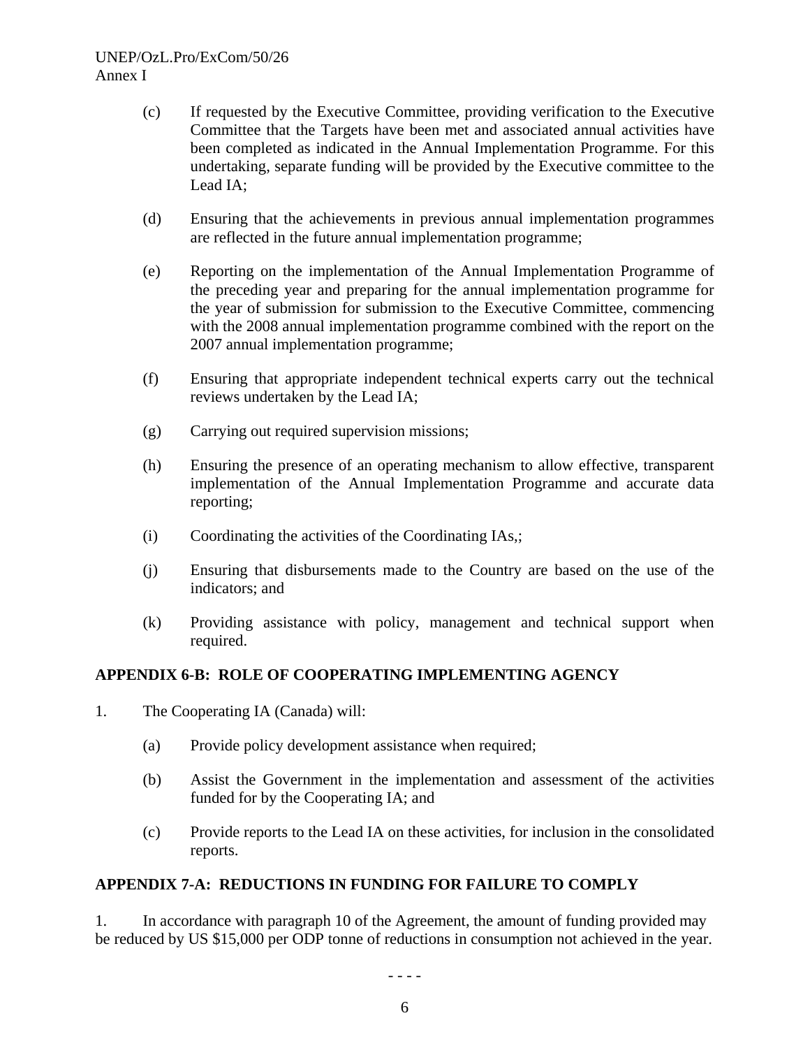(c) If requested by the Executive Committee, providing verification to the Executive Committee that the Targets have been met and associated annual activities have been completed as indicated in the Annual Implementation Programme. For this undertaking, separate funding will be provided by the Executive committee to the Lead IA;

(d) Ensuring that the achievements in previous annual implementation programmes are reflected in the future annual implementation programme;

(e) Reporting on the implementation of the Annual Implementation Programme of the preceding year and preparing for the annual implementation programme for the year of submission for submission to the Executive Committee, commencing with the 2008 annual implementation programme combined with the report on the 2007 annual implementation programme;

(f) Ensuring that appropriate independent technical experts carry out the technical reviews undertaken by the Lead IA;

(g) Carrying out required supervision missions;

(h) Ensuring the presence of an operating mechanism to allow effective, transparent implementation of the Annual Implementation Programme and accurate data reporting;

(i) Coordinating the activities of the Coordinating IAs,;

(j) Ensuring that disbursements made to the Country are based on the use of the indicators; and

(k) Providing assistance with policy, management and technical support when required.

**APPENDIX 6-B: ROLE OF COOPERATING IMPLEMENTING AGENCY**

1. The Cooperating IA (Canada) will:

(a) Provide policy development assistance when required;

(b) Assist the Government in the implementation and assessment of the activities funded for by the Cooperating IA; and

(c) Provide reports to the Lead IA on these activities, for inclusion in the consolidated reports.

**APPENDIX 7-A: REDUCTIONS IN FUNDING FOR FAILURE TO COMPLY**

1. In accordance with paragraph 10 of the Agreement, the amount of funding provided may be reduced by US $15,000 per ODP tonne of reductions in consumption not achieved in the year.

- - - -